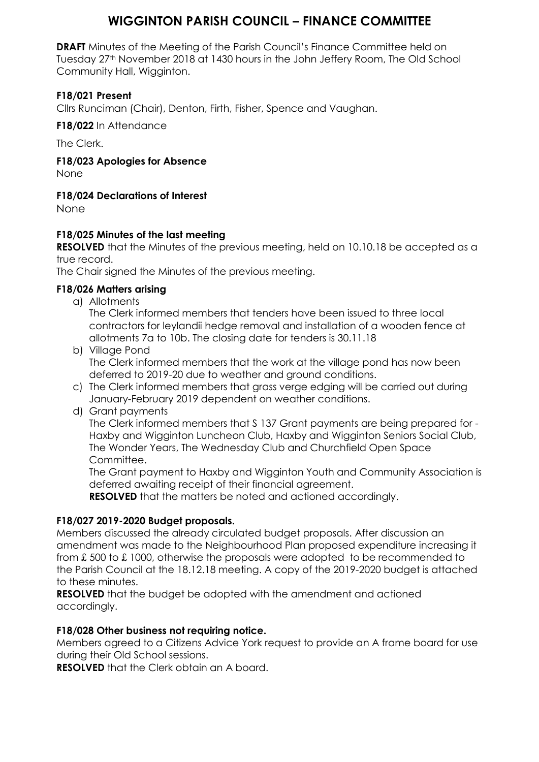# WIGGINTON PARISH COUNCIL – FINANCE COMMITTEE

**DRAFT** Minutes of the Meeting of the Parish Council's Finance Committee held on Tuesday 27th November 2018 at 1430 hours in the John Jeffery Room, The Old School Community Hall, Wigginton.

**F18/021 Present**

Cllrs Runciman (Chair), Denton, Firth, Fisher, Spence and Vaughan.

**F18/022** In Attendance

The Clerk.

**F18/023 Apologies for Absence**

None

**F18/024 Declarations of Interest**

None

**F18/025 Minutes of the last meeting**

**RESOLVED** that the Minutes of the previous meeting, held on 10.10.18 be accepted as a true record.

The Chair signed the Minutes of the previous meeting.

**F18/026 Matters arising**

a) Allotments
The Clerk informed members that tenders have been issued to three local contractors for leylandii hedge removal and installation of a wooden fence at allotments 7a to 10b. The closing date for tenders is 30.11.18

b) Village Pond
The Clerk informed members that the work at the village pond has now been deferred to 2019-20 due to weather and ground conditions.

c) The Clerk informed members that grass verge edging will be carried out during January-February 2019 dependent on weather conditions.

d) Grant payments
The Clerk informed members that S 137 Grant payments are being prepared for - Haxby and Wigginton Luncheon Club, Haxby and Wigginton Seniors Social Club, The Wonder Years, The Wednesday Club and Churchfield Open Space Committee.
The Grant payment to Haxby and Wigginton Youth and Community Association is deferred awaiting receipt of their financial agreement.
**RESOLVED** that the matters be noted and actioned accordingly.

**F18/027 2019-2020 Budget proposals.**

Members discussed the already circulated budget proposals. After discussion an amendment was made to the Neighbourhood Plan proposed expenditure increasing it from £ 500 to £ 1000, otherwise the proposals were adopted to be recommended to the Parish Council at the 18.12.18 meeting. A copy of the 2019-2020 budget is attached to these minutes.

**RESOLVED** that the budget be adopted with the amendment and actioned accordingly.

**F18/028 Other business not requiring notice.**

Members agreed to a Citizens Advice York request to provide an A frame board for use during their Old School sessions.

**RESOLVED** that the Clerk obtain an A board.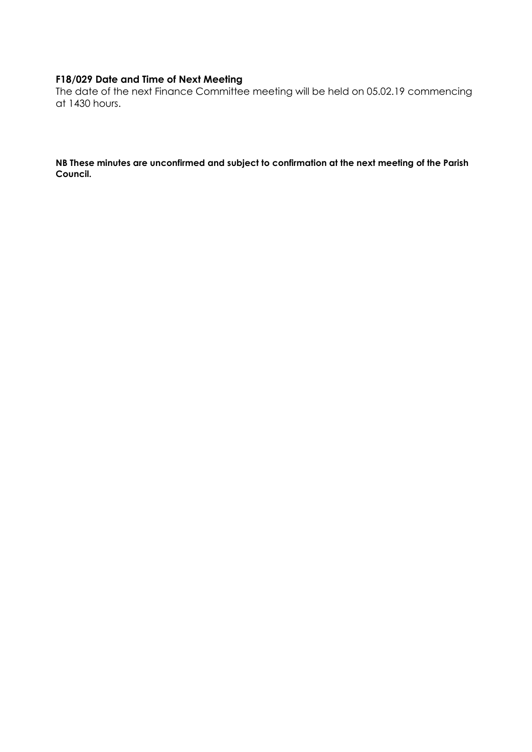**F18/029 Date and Time of Next Meeting**

The date of the next Finance Committee meeting will be held on 05.02.19 commencing at 1430 hours.

**NB These minutes are unconfirmed and subject to confirmation at the next meeting of the Parish Council.**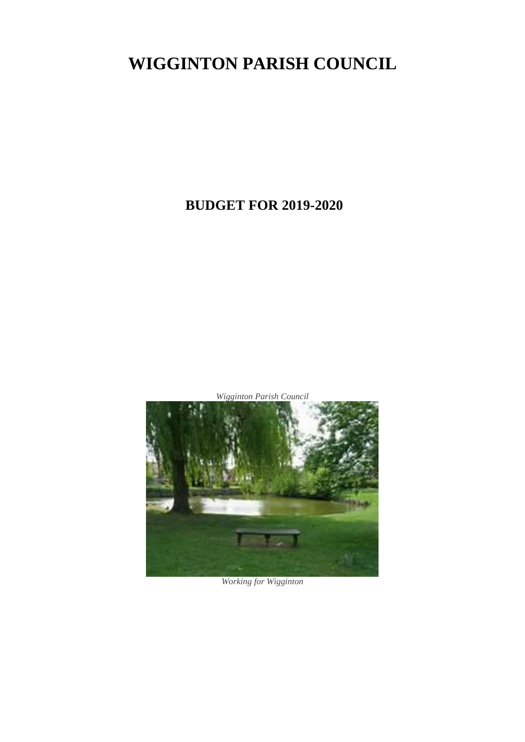# WIGGINTON PARISH COUNCIL

## BUDGET FOR 2019-2020

*Wigginton Parish Council*

*Working for Wigginton*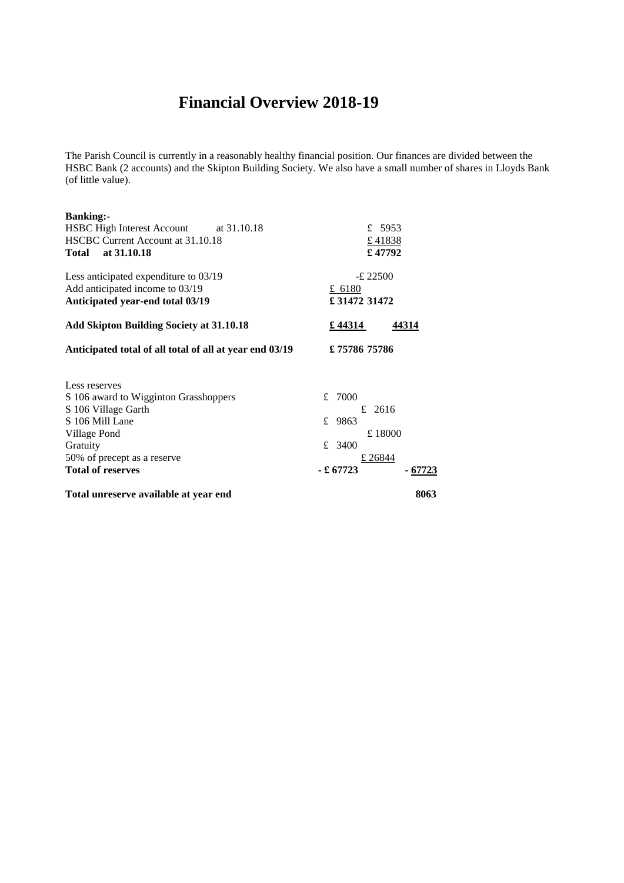# Financial Overview 2018-19

The Parish Council is currently in a reasonably healthy financial position. Our finances are divided between the HSBC Bank (2 accounts) and the Skipton Building Society. We also have a small number of shares in Lloyds Bank (of little value).

**Banking:-**

| | | |
|---|---|---|
| HSBC High Interest Account at 31.10.18 | £ 5953 | |
| HSCBC Current Account at 31.10.18 | £ 41838 | |
| **Total at 31.10.18** | **£ 47792** | |
| Less anticipated expenditure to 03/19 | -£ 22500 | |
| Add anticipated income to 03/19 | £ 6180 | |
| **Anticipated year-end total 03/19** | **£ 31472** | **31472** |
| **Add Skipton Building Society at 31.10.18** | **£ 44314** | **44314** |
| **Anticipated total of all total of all at year end 03/19** | **£ 75786** | **75786** |
| Less reserves | | |
| S 106 award to Wigginton Grasshoppers | £ 7000 | |
| S 106 Village Garth | £ 2616 | |
| S 106 Mill Lane | £ 9863 | |
| Village Pond | £ 18000 | |
| Gratuity | £ 3400 | |
| 50% of precept as a reserve | £ 26844 | |
| **Total of reserves** | **- £ 67723** | **- 67723** |
| **Total unreserve available at year end** | | **8063** |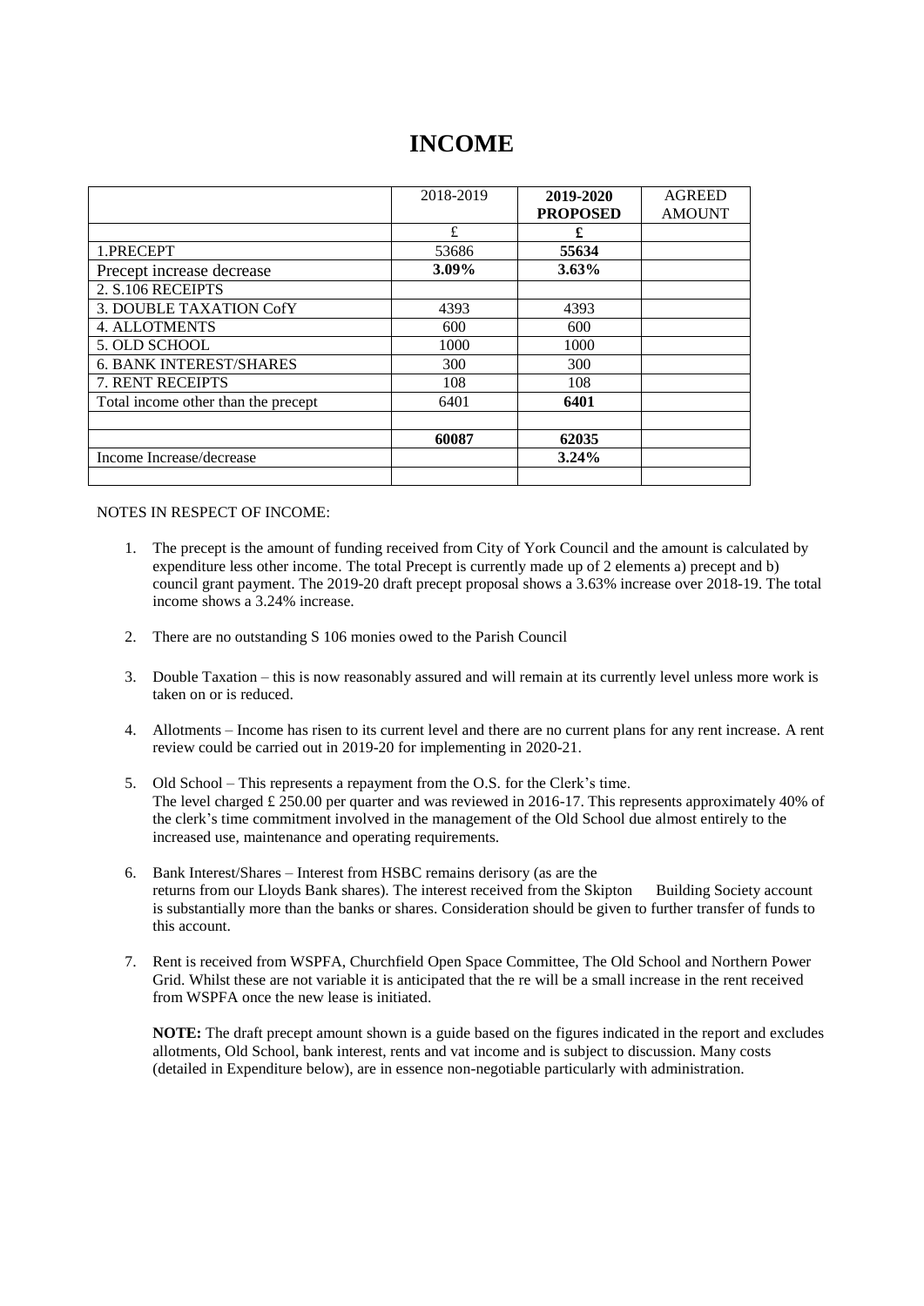# INCOME

|  | 2018-2019 | **2019-2020 PROPOSED** | AGREED AMOUNT |
|---|---|---|---|
|  | £ | **£** |  |
| 1.PRECEPT | 53686 | **55634** |  |
| Precept increase decrease | **3.09%** | **3.63%** |  |
| 2. S.106 RECEIPTS |  |  |  |
| 3. DOUBLE TAXATION CofY | 4393 | 4393 |  |
| 4. ALLOTMENTS | 600 | 600 |  |
| 5. OLD SCHOOL | 1000 | 1000 |  |
| 6. BANK INTEREST/SHARES | 300 | 300 |  |
| 7. RENT RECEIPTS | 108 | 108 |  |
| Total income other than the precept | 6401 | **6401** |  |
|  |  |  |  |
|  | **60087** | **62035** |  |
| Income Increase/decrease |  | **3.24%** |  |
|  |  |  |  |

NOTES IN RESPECT OF INCOME:

1. The precept is the amount of funding received from City of York Council and the amount is calculated by expenditure less other income. The total Precept is currently made up of 2 elements a) precept and b) council grant payment. The 2019-20 draft precept proposal shows a 3.63% increase over 2018-19. The total income shows a 3.24% increase.

2. There are no outstanding S 106 monies owed to the Parish Council

3. Double Taxation – this is now reasonably assured and will remain at its currently level unless more work is taken on or is reduced.

4. Allotments – Income has risen to its current level and there are no current plans for any rent increase. A rent review could be carried out in 2019-20 for implementing in 2020-21.

5. Old School – This represents a repayment from the O.S. for the Clerk's time. The level charged £ 250.00 per quarter and was reviewed in 2016-17. This represents approximately 40% of the clerk's time commitment involved in the management of the Old School due almost entirely to the increased use, maintenance and operating requirements.

6. Bank Interest/Shares – Interest from HSBC remains derisory (as are the returns from our Lloyds Bank shares). The interest received from the Skipton Building Society account is substantially more than the banks or shares. Consideration should be given to further transfer of funds to this account.

7. Rent is received from WSPFA, Churchfield Open Space Committee, The Old School and Northern Power Grid. Whilst these are not variable it is anticipated that the re will be a small increase in the rent received from WSPFA once the new lease is initiated.

   **NOTE:** The draft precept amount shown is a guide based on the figures indicated in the report and excludes allotments, Old School, bank interest, rents and vat income and is subject to discussion. Many costs (detailed in Expenditure below), are in essence non-negotiable particularly with administration.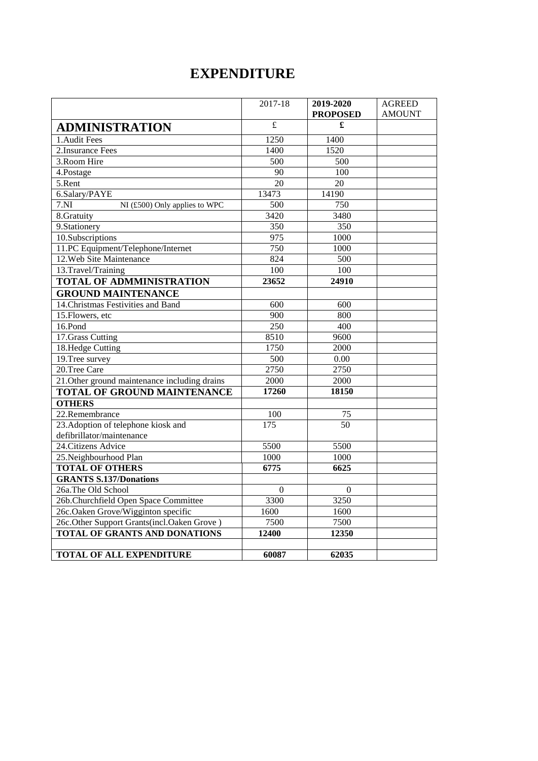# EXPENDITURE

| | 2017-18 | **2019-2020 PROPOSED** | AGREED AMOUNT |
|---|---|---|---|
| **ADMINISTRATION** | £ | **£** | |
| 1.Audit Fees | 1250 | 1400 | |
| 2.Insurance Fees | 1400 | 1520 | |
| 3.Room Hire | 500 | 500 | |
| 4.Postage | 90 | 100 | |
| 5.Rent | 20 | 20 | |
| 6.Salary/PAYE | 13473 | 14190 | |
| 7.NI NI (£500) Only applies to WPC | 500 | 750 | |
| 8.Gratuity | 3420 | 3480 | |
| 9.Stationery | 350 | 350 | |
| 10.Subscriptions | 975 | 1000 | |
| 11.PC Equipment/Telephone/Internet | 750 | 1000 | |
| 12.Web Site Maintenance | 824 | 500 | |
| 13.Travel/Training | 100 | 100 | |
| **TOTAL OF ADMMINISTRATION** | **23652** | **24910** | |
| **GROUND MAINTENANCE** | | | |
| 14.Christmas Festivities and Band | 600 | 600 | |
| 15.Flowers, etc | 900 | 800 | |
| 16.Pond | 250 | 400 | |
| 17.Grass Cutting | 8510 | 9600 | |
| 18.Hedge Cutting | 1750 | 2000 | |
| 19.Tree survey | 500 | 0.00 | |
| 20.Tree Care | 2750 | 2750 | |
| 21.Other ground maintenance including drains | 2000 | 2000 | |
| **TOTAL OF GROUND MAINTENANCE** | **17260** | **18150** | |
| **OTHERS** | | | |
| 22.Remembrance | 100 | 75 | |
| 23.Adoption of telephone kiosk and defibrillator/maintenance | 175 | 50 | |
| 24.Citizens Advice | 5500 | 5500 | |
| 25.Neighbourhood Plan | 1000 | 1000 | |
| **TOTAL OF OTHERS** | **6775** | **6625** | |
| **GRANTS S.137/Donations** | | | |
| 26a.The Old School | 0 | 0 | |
| 26b.Churchfield Open Space Committee | 3300 | 3250 | |
| 26c.Oaken Grove/Wigginton specific | 1600 | 1600 | |
| 26c.Other Support Grants(incl.Oaken Grove ) | 7500 | 7500 | |
| **TOTAL OF GRANTS AND DONATIONS** | **12400** | **12350** | |
| | | | |
| **TOTAL OF ALL EXPENDITURE** | **60087** | **62035** | |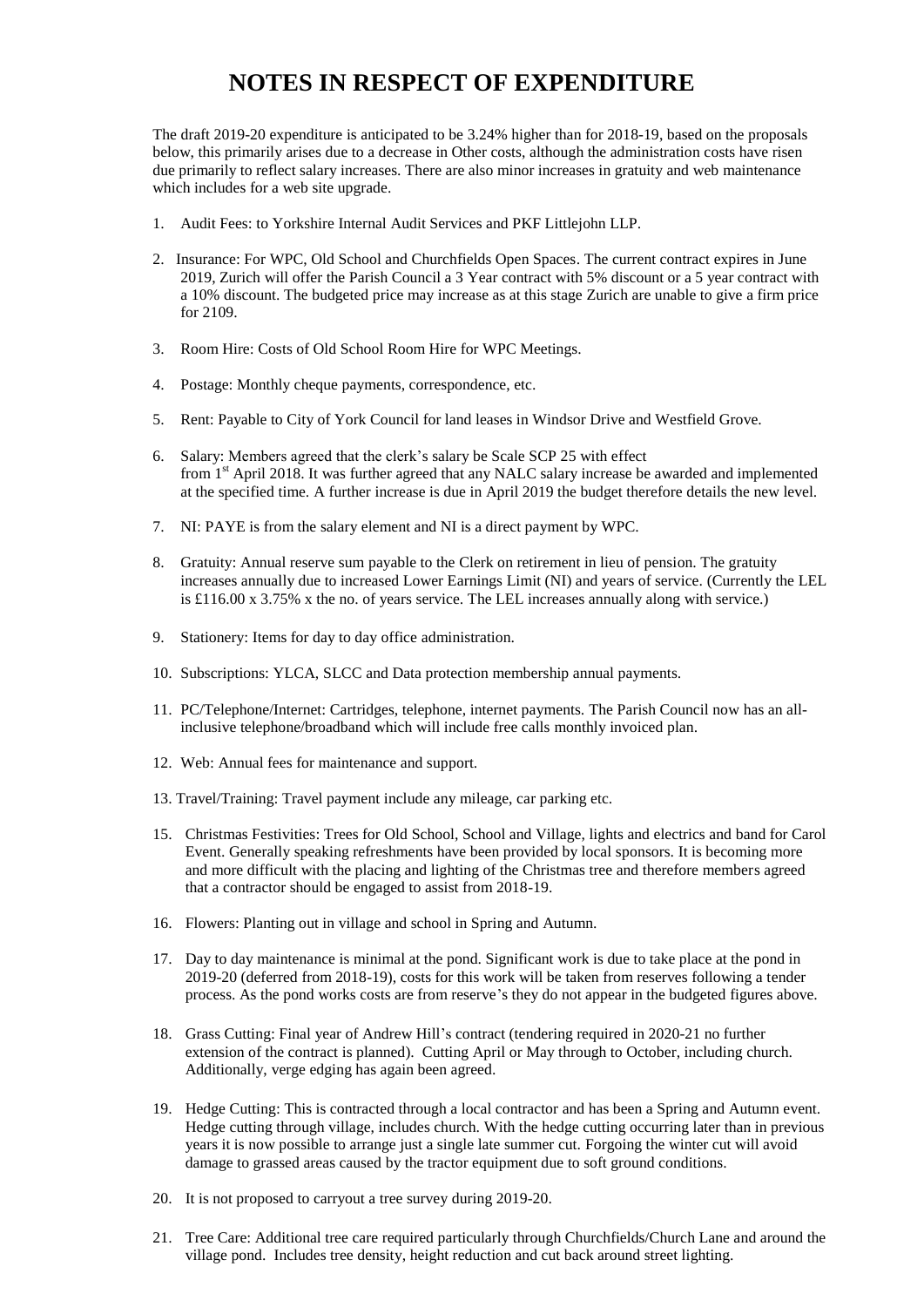# NOTES IN RESPECT OF EXPENDITURE

The draft 2019-20 expenditure is anticipated to be 3.24% higher than for 2018-19, based on the proposals below, this primarily arises due to a decrease in Other costs, although the administration costs have risen due primarily to reflect salary increases. There are also minor increases in gratuity and web maintenance which includes for a web site upgrade.

1. Audit Fees: to Yorkshire Internal Audit Services and PKF Littlejohn LLP.

2. Insurance: For WPC, Old School and Churchfields Open Spaces. The current contract expires in June 2019, Zurich will offer the Parish Council a 3 Year contract with 5% discount or a 5 year contract with a 10% discount. The budgeted price may increase as at this stage Zurich are unable to give a firm price for 2109.

3. Room Hire: Costs of Old School Room Hire for WPC Meetings.

4. Postage: Monthly cheque payments, correspondence, etc.

5. Rent: Payable to City of York Council for land leases in Windsor Drive and Westfield Grove.

6. Salary: Members agreed that the clerk's salary be Scale SCP 25 with effect from 1st April 2018. It was further agreed that any NALC salary increase be awarded and implemented at the specified time. A further increase is due in April 2019 the budget therefore details the new level.

7. NI: PAYE is from the salary element and NI is a direct payment by WPC.

8. Gratuity: Annual reserve sum payable to the Clerk on retirement in lieu of pension. The gratuity increases annually due to increased Lower Earnings Limit (NI) and years of service. (Currently the LEL is £116.00 x 3.75% x the no. of years service. The LEL increases annually along with service.)

9. Stationery: Items for day to day office administration.

10. Subscriptions: YLCA, SLCC and Data protection membership annual payments.

11. PC/Telephone/Internet: Cartridges, telephone, internet payments. The Parish Council now has an all-inclusive telephone/broadband which will include free calls monthly invoiced plan.

12. Web: Annual fees for maintenance and support.

13. Travel/Training: Travel payment include any mileage, car parking etc.

15. Christmas Festivities: Trees for Old School, School and Village, lights and electrics and band for Carol Event. Generally speaking refreshments have been provided by local sponsors. It is becoming more and more difficult with the placing and lighting of the Christmas tree and therefore members agreed that a contractor should be engaged to assist from 2018-19.

16. Flowers: Planting out in village and school in Spring and Autumn.

17. Day to day maintenance is minimal at the pond. Significant work is due to take place at the pond in 2019-20 (deferred from 2018-19), costs for this work will be taken from reserves following a tender process. As the pond works costs are from reserve's they do not appear in the budgeted figures above.

18. Grass Cutting: Final year of Andrew Hill's contract (tendering required in 2020-21 no further extension of the contract is planned). Cutting April or May through to October, including church. Additionally, verge edging has again been agreed.

19. Hedge Cutting: This is contracted through a local contractor and has been a Spring and Autumn event. Hedge cutting through village, includes church. With the hedge cutting occurring later than in previous years it is now possible to arrange just a single late summer cut. Forgoing the winter cut will avoid damage to grassed areas caused by the tractor equipment due to soft ground conditions.

20. It is not proposed to carryout a tree survey during 2019-20.

21. Tree Care: Additional tree care required particularly through Churchfields/Church Lane and around the village pond. Includes tree density, height reduction and cut back around street lighting.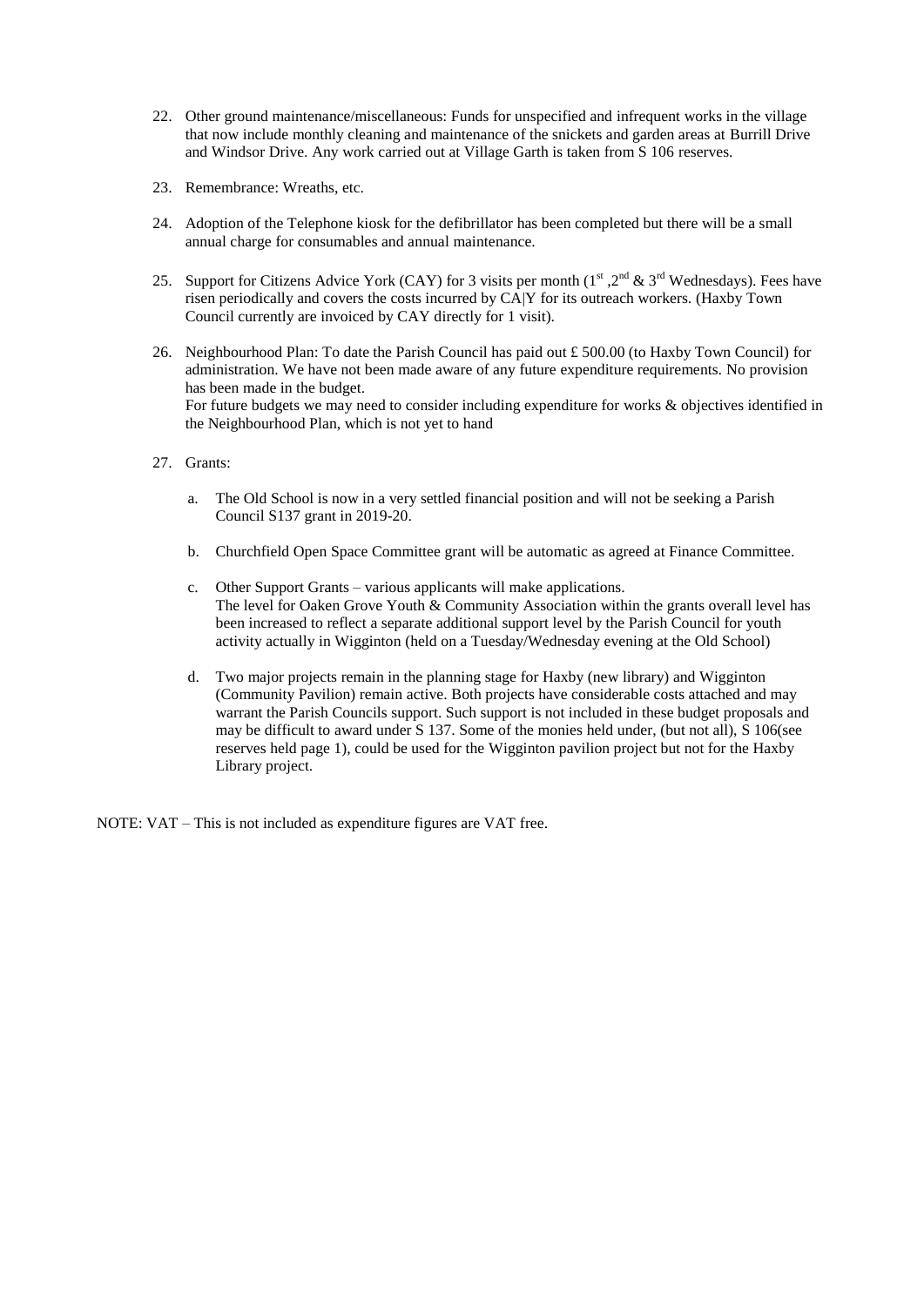22. Other ground maintenance/miscellaneous: Funds for unspecified and infrequent works in the village that now include monthly cleaning and maintenance of the snickets and garden areas at Burrill Drive and Windsor Drive. Any work carried out at Village Garth is taken from S 106 reserves.

23. Remembrance: Wreaths, etc.

24. Adoption of the Telephone kiosk for the defibrillator has been completed but there will be a small annual charge for consumables and annual maintenance.

25. Support for Citizens Advice York (CAY) for 3 visits per month (1st ,2nd & 3rd Wednesdays). Fees have risen periodically and covers the costs incurred by CA|Y for its outreach workers. (Haxby Town Council currently are invoiced by CAY directly for 1 visit).

26. Neighbourhood Plan: To date the Parish Council has paid out £ 500.00 (to Haxby Town Council) for administration. We have not been made aware of any future expenditure requirements. No provision has been made in the budget.
For future budgets we may need to consider including expenditure for works & objectives identified in the Neighbourhood Plan, which is not yet to hand

27. Grants:

    a. The Old School is now in a very settled financial position and will not be seeking a Parish Council S137 grant in 2019-20.

    b. Churchfield Open Space Committee grant will be automatic as agreed at Finance Committee.

    c. Other Support Grants – various applicants will make applications.
    The level for Oaken Grove Youth & Community Association within the grants overall level has been increased to reflect a separate additional support level by the Parish Council for youth activity actually in Wigginton (held on a Tuesday/Wednesday evening at the Old School)

    d. Two major projects remain in the planning stage for Haxby (new library) and Wigginton (Community Pavilion) remain active. Both projects have considerable costs attached and may warrant the Parish Councils support. Such support is not included in these budget proposals and may be difficult to award under S 137. Some of the monies held under, (but not all), S 106(see reserves held page 1), could be used for the Wigginton pavilion project but not for the Haxby Library project.

NOTE: VAT – This is not included as expenditure figures are VAT free.